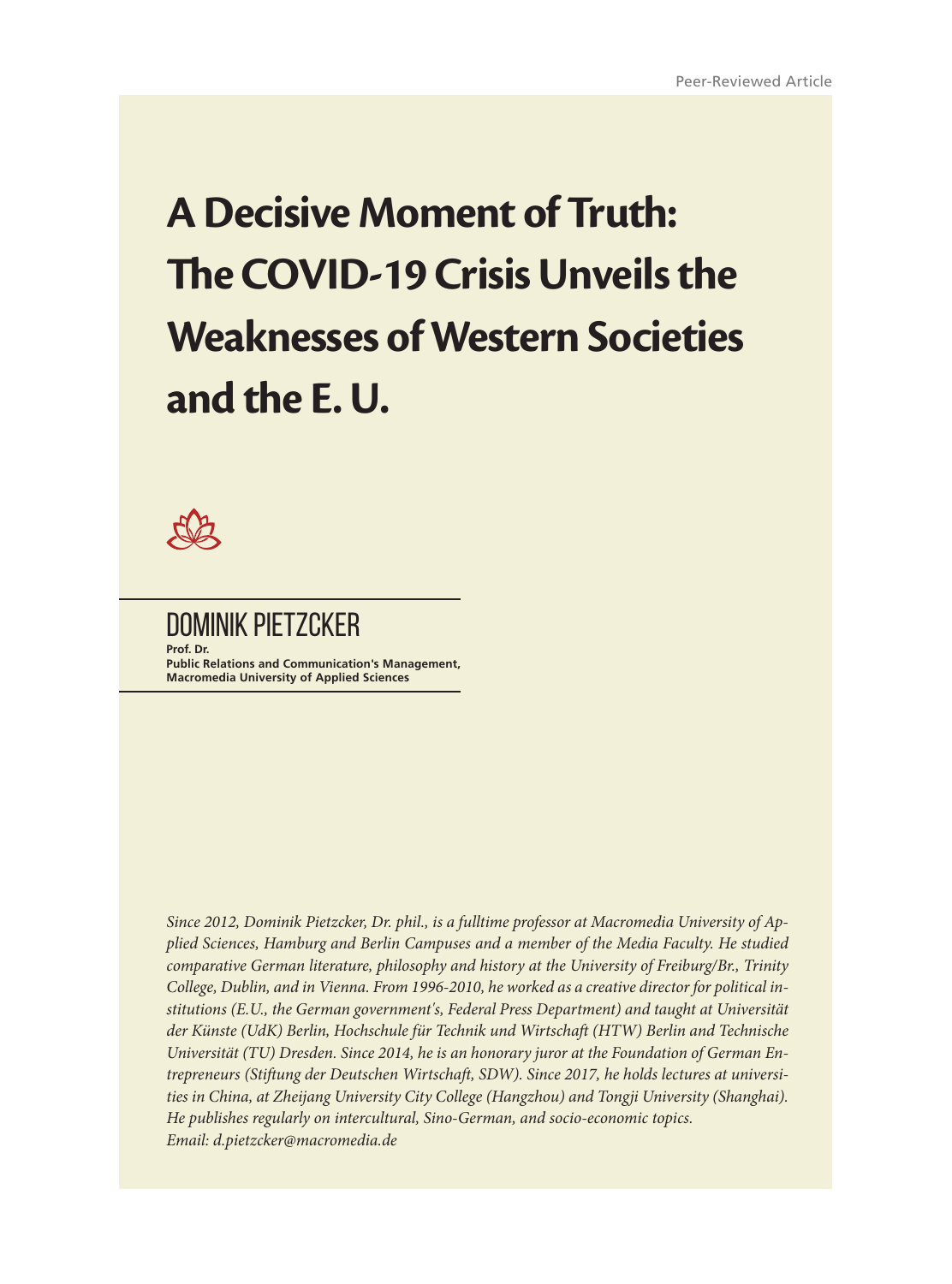Peer-Reviewed Article

# A Decisive Moment of Truth: The COVID-19 Crisis Unveils the Weaknesses of Western Societies and the E. U.

## DOMINIK PIETZCKER

**Prof. Dr.**
**Public Relations and Communication's Management, Macromedia University of Applied Sciences**

*Since 2012, Dominik Pietzcker, Dr. phil., is a fulltime professor at Macromedia University of Applied Sciences, Hamburg and Berlin Campuses and a member of the Media Faculty. He studied comparative German literature, philosophy and history at the University of Freiburg/Br., Trinity College, Dublin, and in Vienna. From 1996-2010, he worked as a creative director for political institutions (E.U., the German government's, Federal Press Department) and taught at Universität der Künste (UdK) Berlin, Hochschule für Technik und Wirtschaft (HTW) Berlin and Technische Universität (TU) Dresden. Since 2014, he is an honorary juror at the Foundation of German Entrepreneurs (Stiftung der Deutschen Wirtschaft, SDW). Since 2017, he holds lectures at universities in China, at Zheijang University City College (Hangzhou) and Tongji University (Shanghai). He publishes regularly on intercultural, Sino-German, and socio-economic topics.*
*Email: d.pietzcker@macromedia.de*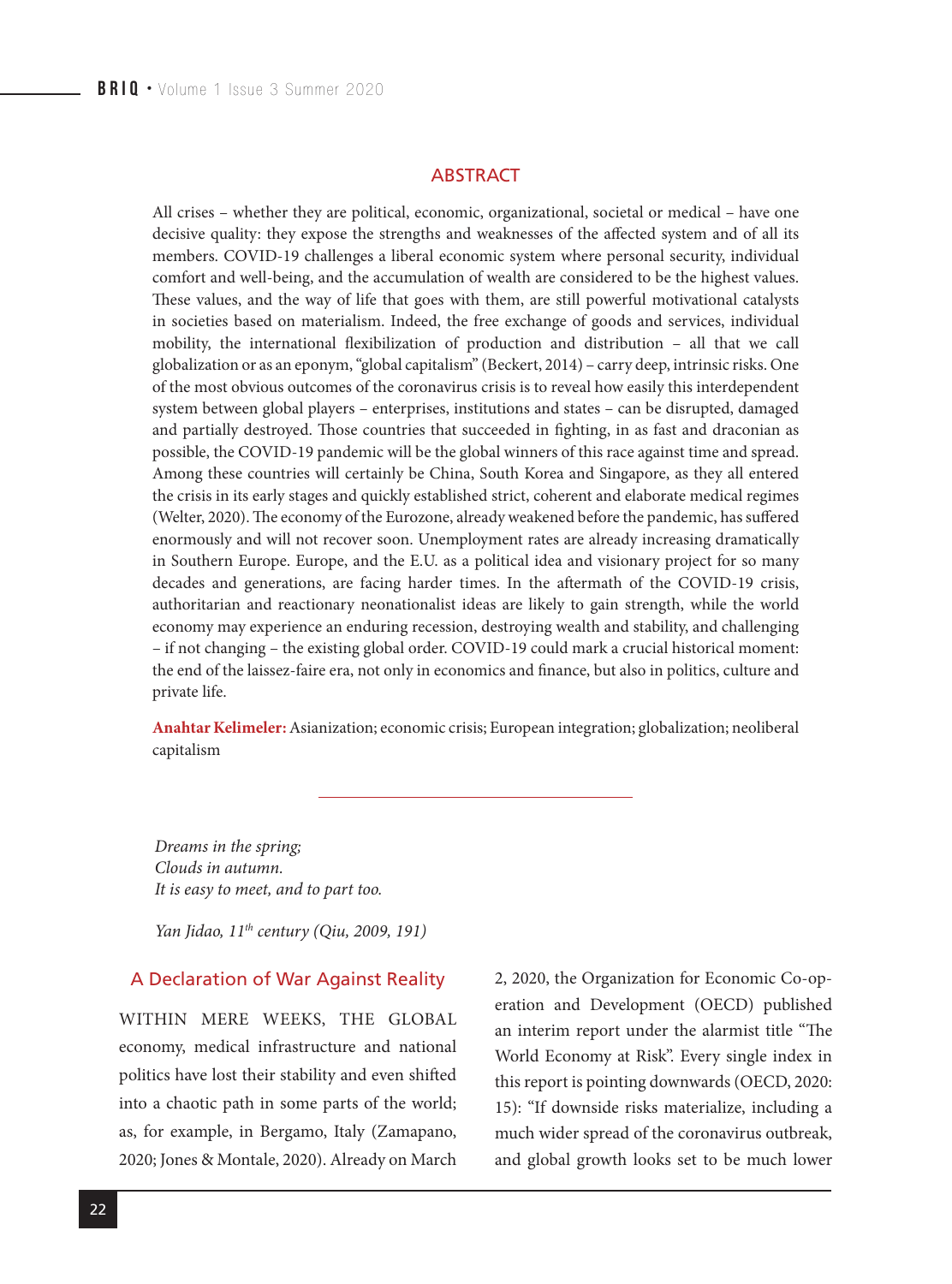## ABSTRACT

All crises – whether they are political, economic, organizational, societal or medical – have one decisive quality: they expose the strengths and weaknesses of the affected system and of all its members. COVID-19 challenges a liberal economic system where personal security, individual comfort and well-being, and the accumulation of wealth are considered to be the highest values. These values, and the way of life that goes with them, are still powerful motivational catalysts in societies based on materialism. Indeed, the free exchange of goods and services, individual mobility, the international flexibilization of production and distribution – all that we call globalization or as an eponym, "global capitalism" (Beckert, 2014) – carry deep, intrinsic risks. One of the most obvious outcomes of the coronavirus crisis is to reveal how easily this interdependent system between global players – enterprises, institutions and states – can be disrupted, damaged and partially destroyed. Those countries that succeeded in fighting, in as fast and draconian as possible, the COVID-19 pandemic will be the global winners of this race against time and spread. Among these countries will certainly be China, South Korea and Singapore, as they all entered the crisis in its early stages and quickly established strict, coherent and elaborate medical regimes (Welter, 2020). The economy of the Eurozone, already weakened before the pandemic, has suffered enormously and will not recover soon. Unemployment rates are already increasing dramatically in Southern Europe. Europe, and the E.U. as a political idea and visionary project for so many decades and generations, are facing harder times. In the aftermath of the COVID-19 crisis, authoritarian and reactionary neonationalist ideas are likely to gain strength, while the world economy may experience an enduring recession, destroying wealth and stability, and challenging – if not changing – the existing global order. COVID-19 could mark a crucial historical moment: the end of the laissez-faire era, not only in economics and finance, but also in politics, culture and private life.

**Anahtar Kelimeler:** Asianization; economic crisis; European integration; globalization; neoliberal capitalism

---

*Dreams in the spring;*
*Clouds in autumn.*
*It is easy to meet, and to part too.*

*Yan Jidao, 11th century (Qiu, 2009, 191)*

## A Declaration of War Against Reality

WITHIN MERE WEEKS, THE GLOBAL economy, medical infrastructure and national politics have lost their stability and even shifted into a chaotic path in some parts of the world; as, for example, in Bergamo, Italy (Zamapano, 2020; Jones & Montale, 2020). Already on March 2, 2020, the Organization for Economic Co-operation and Development (OECD) published an interim report under the alarmist title "The World Economy at Risk". Every single index in this report is pointing downwards (OECD, 2020: 15): "If downside risks materialize, including a much wider spread of the coronavirus outbreak, and global growth looks set to be much lower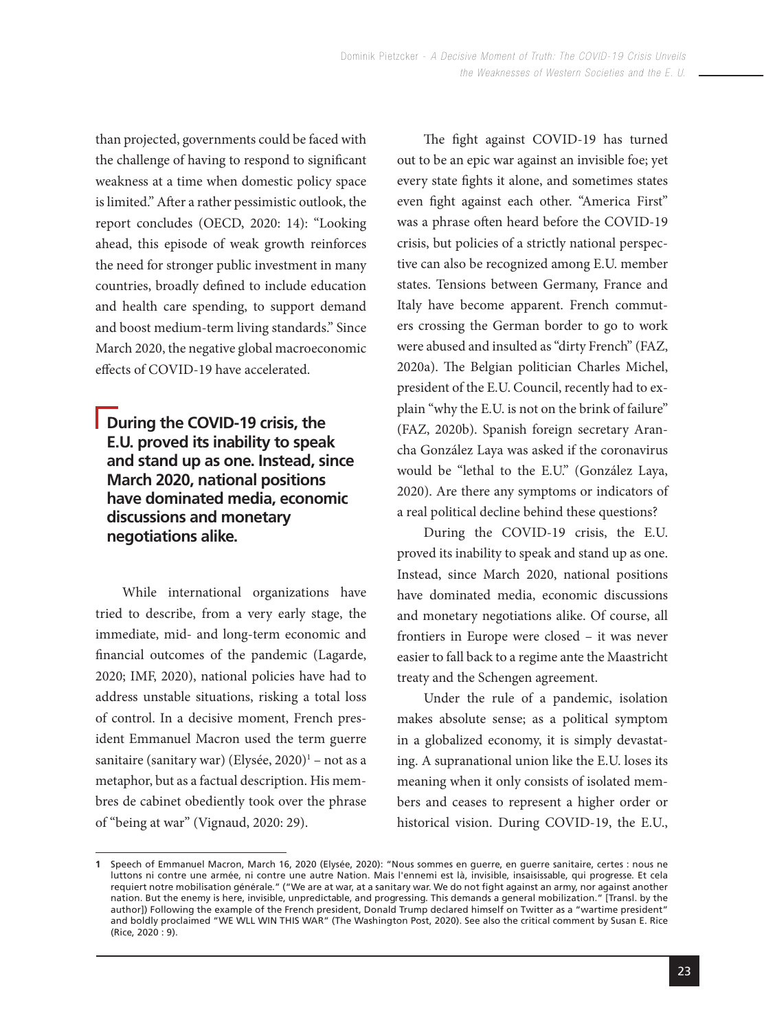than projected, governments could be faced with the challenge of having to respond to significant weakness at a time when domestic policy space is limited." After a rather pessimistic outlook, the report concludes (OECD, 2020: 14): "Looking ahead, this episode of weak growth reinforces the need for stronger public investment in many countries, broadly defined to include education and health care spending, to support demand and boost medium-term living standards." Since March 2020, the negative global macroeconomic effects of COVID-19 have accelerated.

**During the COVID-19 crisis, the E.U. proved its inability to speak and stand up as one. Instead, since March 2020, national positions have dominated media, economic discussions and monetary negotiations alike.**

While international organizations have tried to describe, from a very early stage, the immediate, mid- and long-term economic and financial outcomes of the pandemic (Lagarde, 2020; IMF, 2020), national policies have had to address unstable situations, risking a total loss of control. In a decisive moment, French president Emmanuel Macron used the term guerre sanitaire (sanitary war) (Elysée, 2020)[1] – not as a metaphor, but as a factual description. His membres de cabinet obediently took over the phrase of "being at war" (Vignaud, 2020: 29).

The fight against COVID-19 has turned out to be an epic war against an invisible foe; yet every state fights it alone, and sometimes states even fight against each other. "America First" was a phrase often heard before the COVID-19 crisis, but policies of a strictly national perspective can also be recognized among E.U. member states. Tensions between Germany, France and Italy have become apparent. French commuters crossing the German border to go to work were abused and insulted as "dirty French" (FAZ, 2020a). The Belgian politician Charles Michel, president of the E.U. Council, recently had to explain "why the E.U. is not on the brink of failure" (FAZ, 2020b). Spanish foreign secretary Arancha González Laya was asked if the coronavirus would be "lethal to the E.U." (González Laya, 2020). Are there any symptoms or indicators of a real political decline behind these questions?

During the COVID-19 crisis, the E.U. proved its inability to speak and stand up as one. Instead, since March 2020, national positions have dominated media, economic discussions and monetary negotiations alike. Of course, all frontiers in Europe were closed – it was never easier to fall back to a regime ante the Maastricht treaty and the Schengen agreement.

Under the rule of a pandemic, isolation makes absolute sense; as a political symptom in a globalized economy, it is simply devastating. A supranational union like the E.U. loses its meaning when it only consists of isolated members and ceases to represent a higher order or historical vision. During COVID-19, the E.U.,

---

1 Speech of Emmanuel Macron, March 16, 2020 (Elysée, 2020): "Nous sommes en guerre, en guerre sanitaire, certes : nous ne luttons ni contre une armée, ni contre une autre Nation. Mais l'ennemi est là, invisible, insaisissable, qui progresse. Et cela requiert notre mobilisation générale." ("We are at war, at a sanitary war. We do not fight against an army, nor against another nation. But the enemy is here, invisible, unpredictable, and progressing. This demands a general mobilization." [Transl. by the author]) Following the example of the French president, Donald Trump declared himself on Twitter as a "wartime president" and boldly proclaimed "WE WLL WIN THIS WAR" (The Washington Post, 2020). See also the critical comment by Susan E. Rice (Rice, 2020 : 9).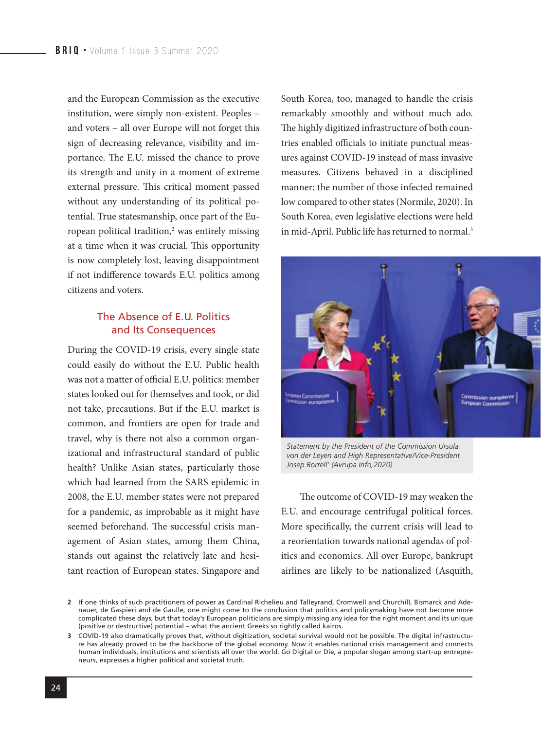and the European Commission as the executive institution, were simply non-existent. Peoples – and voters – all over Europe will not forget this sign of decreasing relevance, visibility and importance. The E.U. missed the chance to prove its strength and unity in a moment of extreme external pressure. This critical moment passed without any understanding of its political potential. True statesmanship, once part of the European political tradition,[2] was entirely missing at a time when it was crucial. This opportunity is now completely lost, leaving disappointment if not indifference towards E.U. politics among citizens and voters.

## The Absence of E.U. Politics and Its Consequences

During the COVID-19 crisis, every single state could easily do without the E.U. Public health was not a matter of official E.U. politics: member states looked out for themselves and took, or did not take, precautions. But if the E.U. market is common, and frontiers are open for trade and travel, why is there not also a common organizational and infrastructural standard of public health? Unlike Asian states, particularly those which had learned from the SARS epidemic in 2008, the E.U. member states were not prepared for a pandemic, as improbable as it might have seemed beforehand. The successful crisis management of Asian states, among them China, stands out against the relatively late and hesitant reaction of European states. Singapore and South Korea, too, managed to handle the crisis remarkably smoothly and without much ado. The highly digitized infrastructure of both countries enabled officials to initiate punctual measures against COVID-19 instead of mass invasive measures. Citizens behaved in a disciplined manner; the number of those infected remained low compared to other states (Normile, 2020). In South Korea, even legislative elections were held in mid-April. Public life has returned to normal.[3]

*Statement by the President of the Commission Ursula von der Leyen and High Representative/Vice-President Josep Borrell' (Avrupa Info, 2020)*

The outcome of COVID-19 may weaken the E.U. and encourage centrifugal political forces. More specifically, the current crisis will lead to a reorientation towards national agendas of politics and economics. All over Europe, bankrupt airlines are likely to be nationalized (Asquith,

---

**2** If one thinks of such practitioners of power as Cardinal Richelieu and Talleyrand, Cromwell and Churchill, Bismarck and Adenauer, de Gaspieri and de Gaulle, one might come to the conclusion that politics and policymaking have not become more complicated these days, but that today's European politicians are simply missing any idea for the right moment and its unique (positive or destructive) potential – what the ancient Greeks so rightly called kairos.

**3** COVID-19 also dramatically proves that, without digitization, societal survival would not be possible. The digital infrastructure has already proved to be the backbone of the global economy. Now it enables national crisis management and connects human individuals, institutions and scientists all over the world. Go Digital or Die, a popular slogan among start-up entrepreneurs, expresses a higher political and societal truth.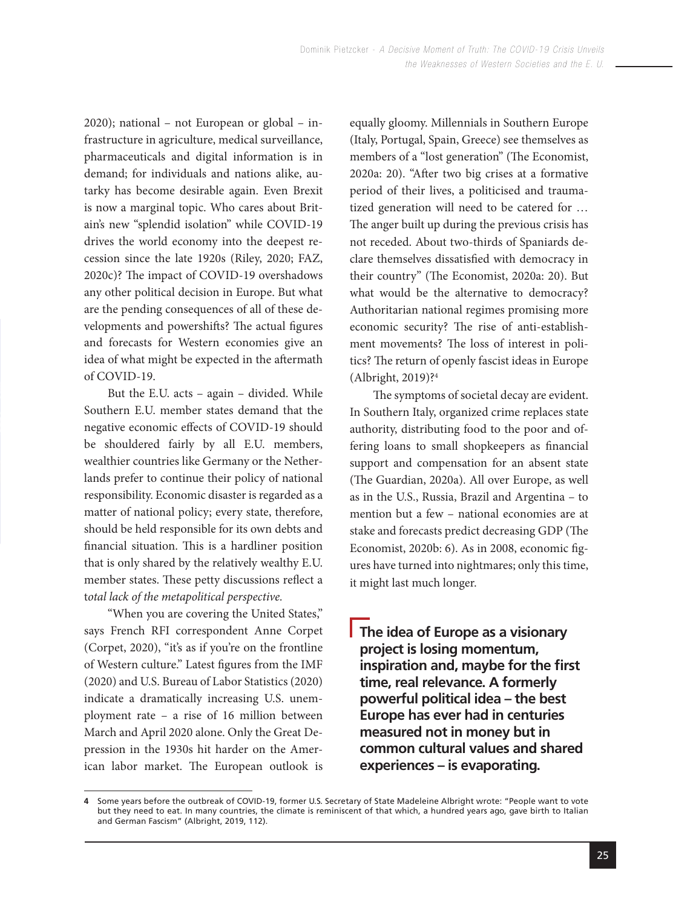2020); national – not European or global – infrastructure in agriculture, medical surveillance, pharmaceuticals and digital information is in demand; for individuals and nations alike, autarky has become desirable again. Even Brexit is now a marginal topic. Who cares about Britain's new "splendid isolation" while COVID-19 drives the world economy into the deepest recession since the late 1920s (Riley, 2020; FAZ, 2020c)? The impact of COVID-19 overshadows any other political decision in Europe. But what are the pending consequences of all of these developments and powershifts? The actual figures and forecasts for Western economies give an idea of what might be expected in the aftermath of COVID-19.

But the E.U. acts – again – divided. While Southern E.U. member states demand that the negative economic effects of COVID-19 should be shouldered fairly by all E.U. members, wealthier countries like Germany or the Netherlands prefer to continue their policy of national responsibility. Economic disaster is regarded as a matter of national policy; every state, therefore, should be held responsible for its own debts and financial situation. This is a hardliner position that is only shared by the relatively wealthy E.U. member states. These petty discussions reflect a t*otal lack of the metapolitical perspective.*

"When you are covering the United States," says French RFI correspondent Anne Corpet (Corpet, 2020), "it's as if you're on the frontline of Western culture." Latest figures from the IMF (2020) and U.S. Bureau of Labor Statistics (2020) indicate a dramatically increasing U.S. unemployment rate – a rise of 16 million between March and April 2020 alone. Only the Great Depression in the 1930s hit harder on the American labor market. The European outlook is equally gloomy. Millennials in Southern Europe (Italy, Portugal, Spain, Greece) see themselves as members of a "lost generation" (The Economist, 2020a: 20). "After two big crises at a formative period of their lives, a politicised and traumatized generation will need to be catered for … The anger built up during the previous crisis has not receded. About two-thirds of Spaniards declare themselves dissatisfied with democracy in their country" (The Economist, 2020a: 20). But what would be the alternative to democracy? Authoritarian national regimes promising more economic security? The rise of anti-establishment movements? The loss of interest in politics? The return of openly fascist ideas in Europe (Albright, 2019)?[4]

The symptoms of societal decay are evident. In Southern Italy, organized crime replaces state authority, distributing food to the poor and offering loans to small shopkeepers as financial support and compensation for an absent state (The Guardian, 2020a). All over Europe, as well as in the U.S., Russia, Brazil and Argentina – to mention but a few – national economies are at stake and forecasts predict decreasing GDP (The Economist, 2020b: 6). As in 2008, economic figures have turned into nightmares; only this time, it might last much longer.

**The idea of Europe as a visionary project is losing momentum, inspiration and, maybe for the first time, real relevance. A formerly powerful political idea – the best Europe has ever had in centuries measured not in money but in common cultural values and shared experiences – is evaporating.**

---

**4** Some years before the outbreak of COVID-19, former U.S. Secretary of State Madeleine Albright wrote: "People want to vote but they need to eat. In many countries, the climate is reminiscent of that which, a hundred years ago, gave birth to Italian and German Fascism" (Albright, 2019, 112).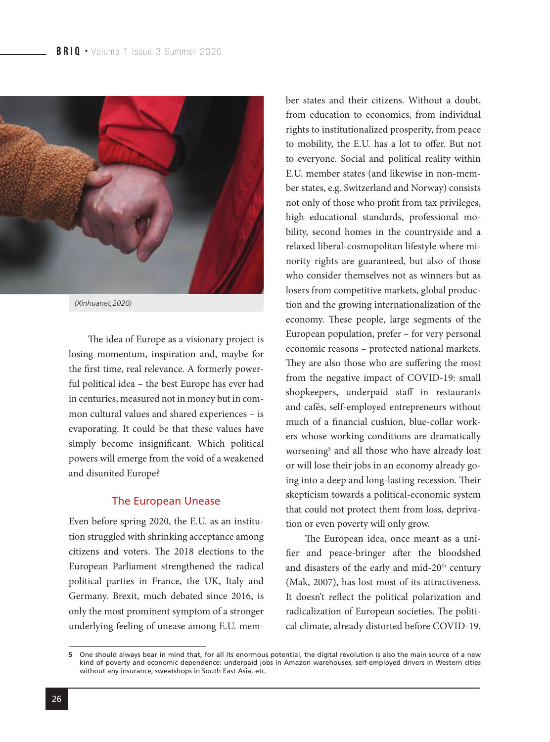(Xinhuanet,2020)

The idea of Europe as a visionary project is losing momentum, inspiration and, maybe for the first time, real relevance. A formerly powerful political idea – the best Europe has ever had in centuries, measured not in money but in common cultural values and shared experiences – is evaporating. It could be that these values have simply become insignificant. Which political powers will emerge from the void of a weakened and disunited Europe?

## The European Unease

Even before spring 2020, the E.U. as an institution struggled with shrinking acceptance among citizens and voters. The 2018 elections to the European Parliament strengthened the radical political parties in France, the UK, Italy and Germany. Brexit, much debated since 2016, is only the most prominent symptom of a stronger underlying feeling of unease among E.U. member states and their citizens. Without a doubt, from education to economics, from individual rights to institutionalized prosperity, from peace to mobility, the E.U. has a lot to offer. But not to everyone. Social and political reality within E.U. member states (and likewise in non-member states, e.g. Switzerland and Norway) consists not only of those who profit from tax privileges, high educational standards, professional mobility, second homes in the countryside and a relaxed liberal-cosmopolitan lifestyle where minority rights are guaranteed, but also of those who consider themselves not as winners but as losers from competitive markets, global production and the growing internationalization of the economy. These people, large segments of the European population, prefer – for very personal economic reasons – protected national markets. They are also those who are suffering the most from the negative impact of COVID-19: small shopkeepers, underpaid staff in restaurants and cafés, self-employed entrepreneurs without much of a financial cushion, blue-collar workers whose working conditions are dramatically worsening[5] and all those who have already lost or will lose their jobs in an economy already going into a deep and long-lasting recession. Their skepticism towards a political-economic system that could not protect them from loss, deprivation or even poverty will only grow.

The European idea, once meant as a unifier and peace-bringer after the bloodshed and disasters of the early and mid-20th century (Mak, 2007), has lost most of its attractiveness. It doesn't reflect the political polarization and radicalization of European societies. The political climate, already distorted before COVID-19,

5 One should always bear in mind that, for all its enormous potential, the digital revolution is also the main source of a new kind of poverty and economic dependence: underpaid jobs in Amazon warehouses, self-employed drivers in Western cities without any insurance, sweatshops in South East Asia, etc.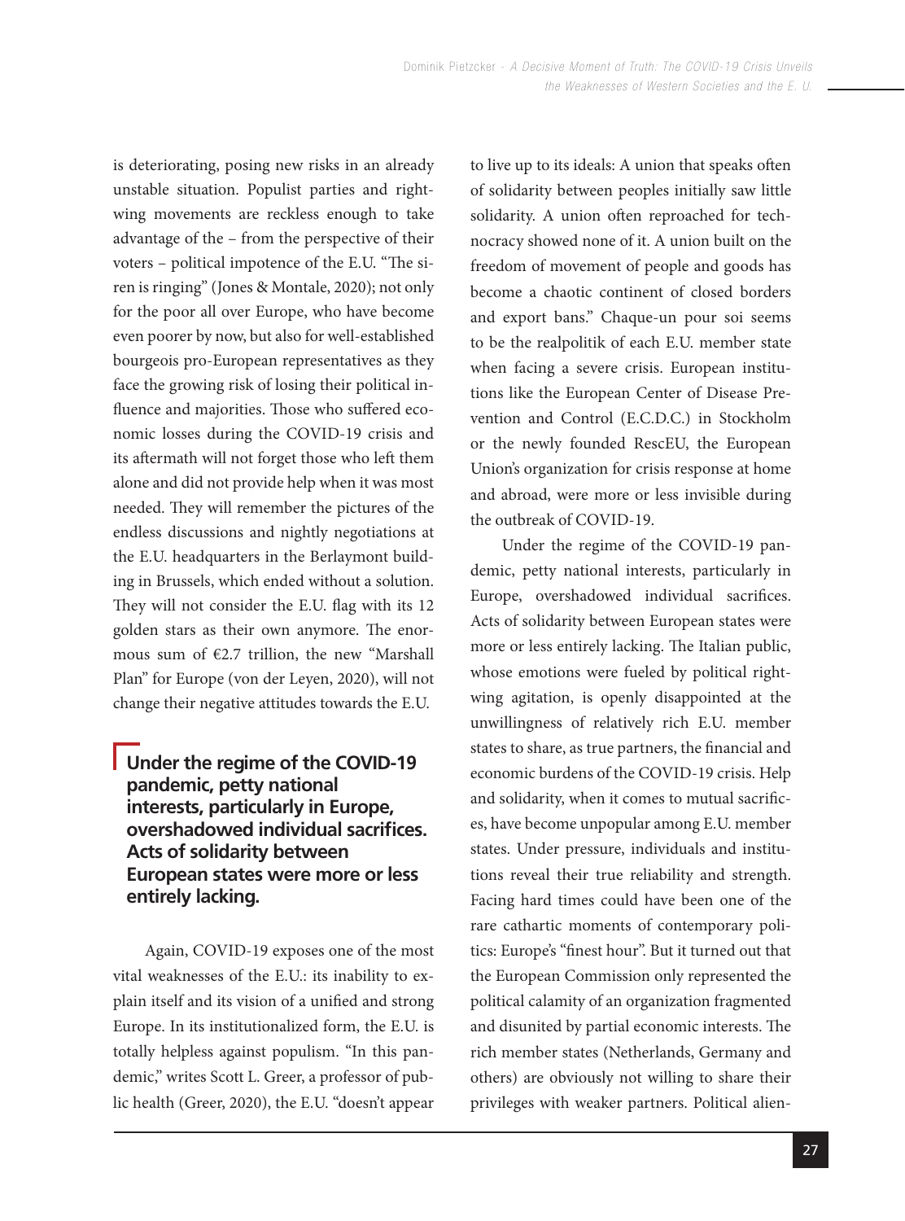is deteriorating, posing new risks in an already unstable situation. Populist parties and right-wing movements are reckless enough to take advantage of the – from the perspective of their voters – political impotence of the E.U. "The siren is ringing" (Jones & Montale, 2020); not only for the poor all over Europe, who have become even poorer by now, but also for well-established bourgeois pro-European representatives as they face the growing risk of losing their political influence and majorities. Those who suffered economic losses during the COVID-19 crisis and its aftermath will not forget those who left them alone and did not provide help when it was most needed. They will remember the pictures of the endless discussions and nightly negotiations at the E.U. headquarters in the Berlaymont building in Brussels, which ended without a solution. They will not consider the E.U. flag with its 12 golden stars as their own anymore. The enormous sum of €2.7 trillion, the new "Marshall Plan" for Europe (von der Leyen, 2020), will not change their negative attitudes towards the E.U.

> **Under the regime of the COVID-19 pandemic, petty national interests, particularly in Europe, overshadowed individual sacrifices. Acts of solidarity between European states were more or less entirely lacking.**

Again, COVID-19 exposes one of the most vital weaknesses of the E.U.: its inability to explain itself and its vision of a unified and strong Europe. In its institutionalized form, the E.U. is totally helpless against populism. "In this pandemic," writes Scott L. Greer, a professor of public health (Greer, 2020), the E.U. "doesn't appear to live up to its ideals: A union that speaks often of solidarity between peoples initially saw little solidarity. A union often reproached for technocracy showed none of it. A union built on the freedom of movement of people and goods has become a chaotic continent of closed borders and export bans." Chaque-un pour soi seems to be the realpolitik of each E.U. member state when facing a severe crisis. European institutions like the European Center of Disease Prevention and Control (E.C.D.C.) in Stockholm or the newly founded RescEU, the European Union's organization for crisis response at home and abroad, were more or less invisible during the outbreak of COVID-19.

Under the regime of the COVID-19 pandemic, petty national interests, particularly in Europe, overshadowed individual sacrifices. Acts of solidarity between European states were more or less entirely lacking. The Italian public, whose emotions were fueled by political right-wing agitation, is openly disappointed at the unwillingness of relatively rich E.U. member states to share, as true partners, the financial and economic burdens of the COVID-19 crisis. Help and solidarity, when it comes to mutual sacrifices, have become unpopular among E.U. member states. Under pressure, individuals and institutions reveal their true reliability and strength. Facing hard times could have been one of the rare cathartic moments of contemporary politics: Europe's "finest hour". But it turned out that the European Commission only represented the political calamity of an organization fragmented and disunited by partial economic interests. The rich member states (Netherlands, Germany and others) are obviously not willing to share their privileges with weaker partners. Political alien-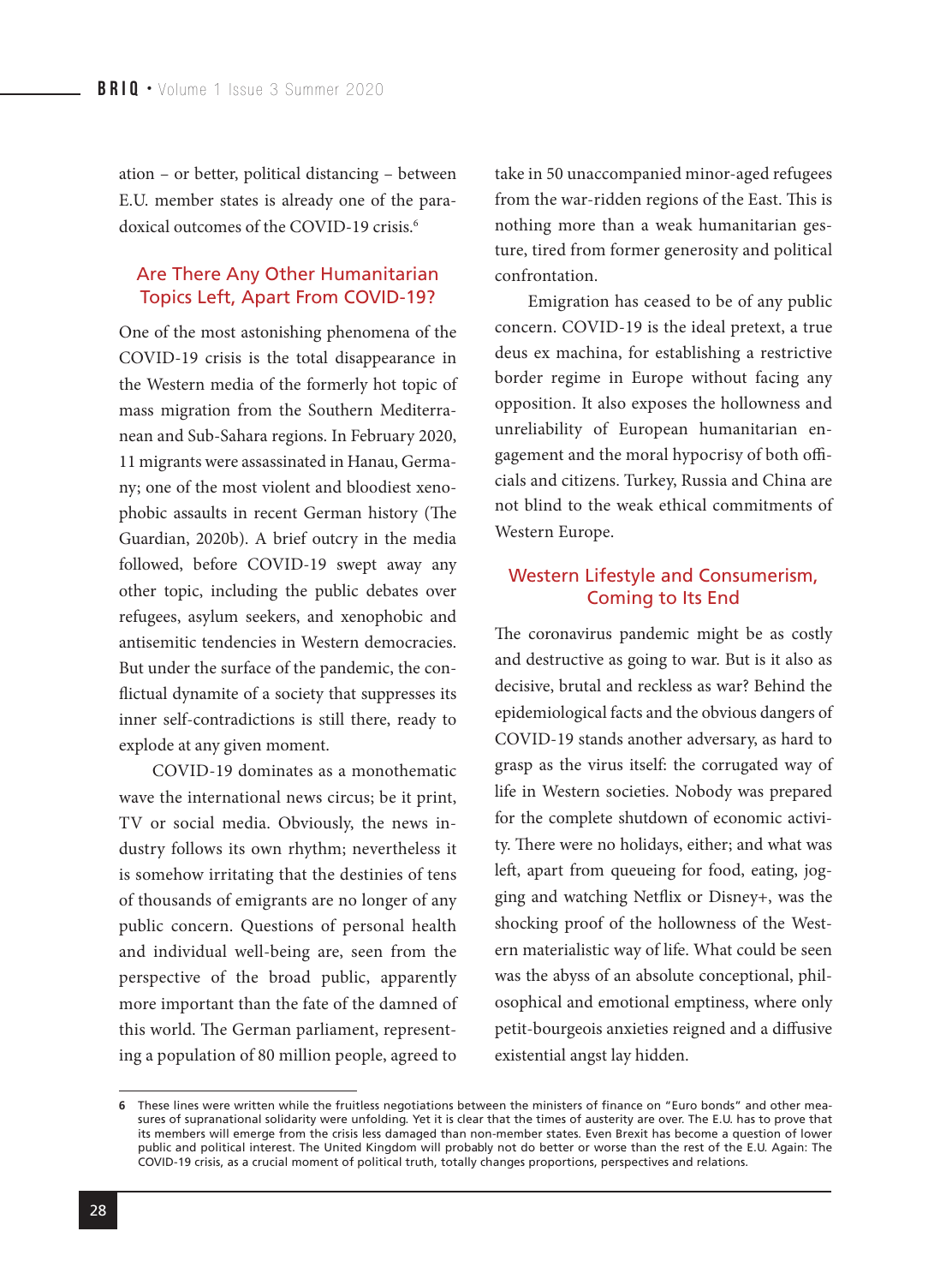ation – or better, political distancing – between E.U. member states is already one of the paradoxical outcomes of the COVID-19 crisis.[6]

## Are There Any Other Humanitarian Topics Left, Apart From COVID-19?

One of the most astonishing phenomena of the COVID-19 crisis is the total disappearance in the Western media of the formerly hot topic of mass migration from the Southern Mediterranean and Sub-Sahara regions. In February 2020, 11 migrants were assassinated in Hanau, Germany; one of the most violent and bloodiest xenophobic assaults in recent German history (The Guardian, 2020b). A brief outcry in the media followed, before COVID-19 swept away any other topic, including the public debates over refugees, asylum seekers, and xenophobic and antisemitic tendencies in Western democracies. But under the surface of the pandemic, the conflictual dynamite of a society that suppresses its inner self-contradictions is still there, ready to explode at any given moment.

COVID-19 dominates as a monothematic wave the international news circus; be it print, TV or social media. Obviously, the news industry follows its own rhythm; nevertheless it is somehow irritating that the destinies of tens of thousands of emigrants are no longer of any public concern. Questions of personal health and individual well-being are, seen from the perspective of the broad public, apparently more important than the fate of the damned of this world. The German parliament, representing a population of 80 million people, agreed to take in 50 unaccompanied minor-aged refugees from the war-ridden regions of the East. This is nothing more than a weak humanitarian gesture, tired from former generosity and political confrontation.

Emigration has ceased to be of any public concern. COVID-19 is the ideal pretext, a true deus ex machina, for establishing a restrictive border regime in Europe without facing any opposition. It also exposes the hollowness and unreliability of European humanitarian engagement and the moral hypocrisy of both officials and citizens. Turkey, Russia and China are not blind to the weak ethical commitments of Western Europe.

## Western Lifestyle and Consumerism, Coming to Its End

The coronavirus pandemic might be as costly and destructive as going to war. But is it also as decisive, brutal and reckless as war? Behind the epidemiological facts and the obvious dangers of COVID-19 stands another adversary, as hard to grasp as the virus itself: the corrugated way of life in Western societies. Nobody was prepared for the complete shutdown of economic activity. There were no holidays, either; and what was left, apart from queueing for food, eating, jogging and watching Netflix or Disney+, was the shocking proof of the hollowness of the Western materialistic way of life. What could be seen was the abyss of an absolute conceptional, philosophical and emotional emptiness, where only petit-bourgeois anxieties reigned and a diffusive existential angst lay hidden.

---

[6] These lines were written while the fruitless negotiations between the ministers of finance on "Euro bonds" and other measures of supranational solidarity were unfolding. Yet it is clear that the times of austerity are over. The E.U. has to prove that its members will emerge from the crisis less damaged than non-member states. Even Brexit has become a question of lower public and political interest. The United Kingdom will probably not do better or worse than the rest of the E.U. Again: The COVID-19 crisis, as a crucial moment of political truth, totally changes proportions, perspectives and relations.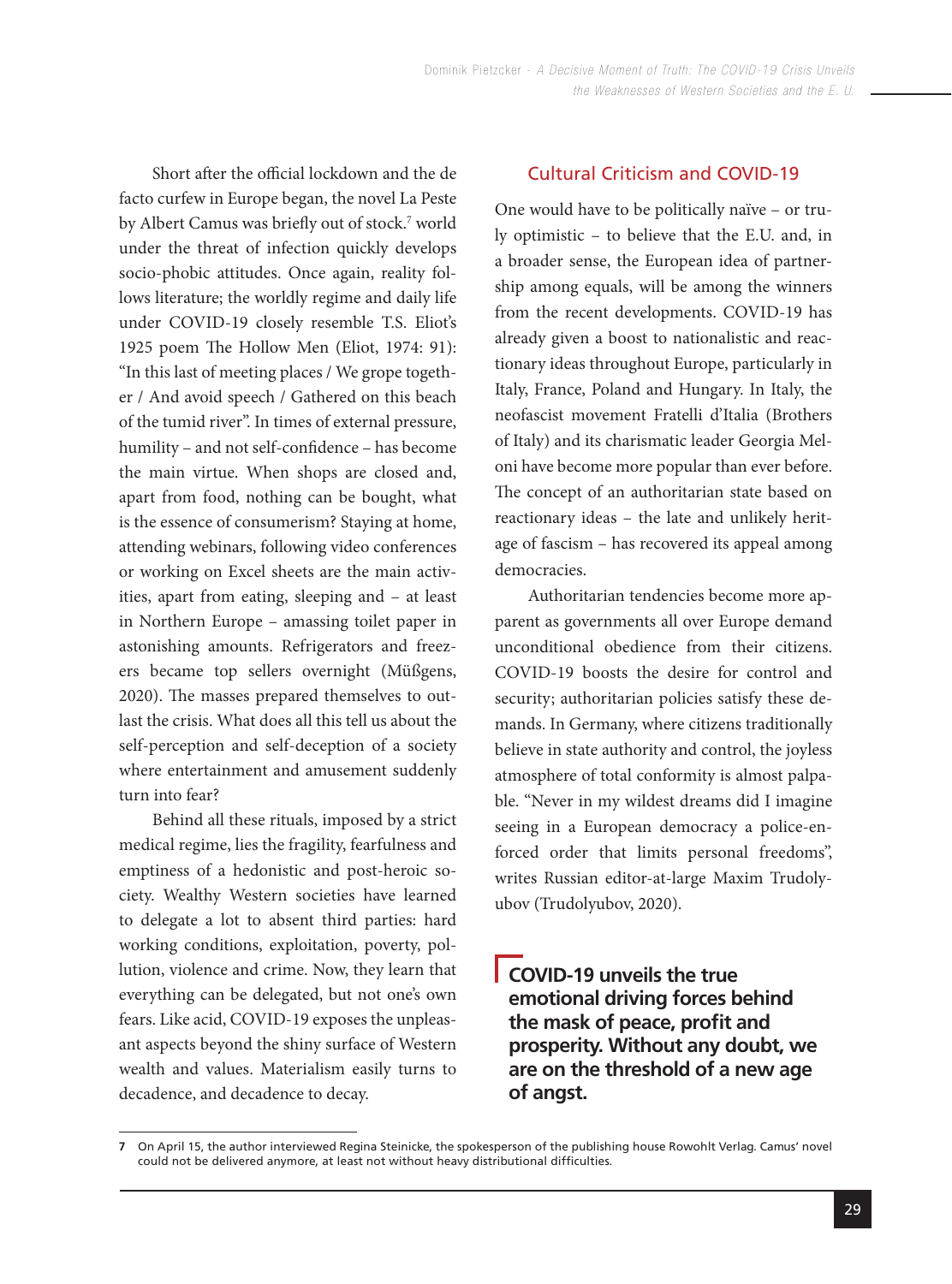Short after the official lockdown and the de facto curfew in Europe began, the novel La Peste by Albert Camus was briefly out of stock.[7] world under the threat of infection quickly develops socio-phobic attitudes. Once again, reality follows literature; the worldly regime and daily life under COVID-19 closely resemble T.S. Eliot's 1925 poem The Hollow Men (Eliot, 1974: 91): "In this last of meeting places / We grope together / And avoid speech / Gathered on this beach of the tumid river". In times of external pressure, humility – and not self-confidence – has become the main virtue. When shops are closed and, apart from food, nothing can be bought, what is the essence of consumerism? Staying at home, attending webinars, following video conferences or working on Excel sheets are the main activities, apart from eating, sleeping and – at least in Northern Europe – amassing toilet paper in astonishing amounts. Refrigerators and freezers became top sellers overnight (Müßgens, 2020). The masses prepared themselves to outlast the crisis. What does all this tell us about the self-perception and self-deception of a society where entertainment and amusement suddenly turn into fear?

Behind all these rituals, imposed by a strict medical regime, lies the fragility, fearfulness and emptiness of a hedonistic and post-heroic society. Wealthy Western societies have learned to delegate a lot to absent third parties: hard working conditions, exploitation, poverty, pollution, violence and crime. Now, they learn that everything can be delegated, but not one's own fears. Like acid, COVID-19 exposes the unpleasant aspects beyond the shiny surface of Western wealth and values. Materialism easily turns to decadence, and decadence to decay.

## Cultural Criticism and COVID-19

One would have to be politically naïve – or truly optimistic – to believe that the E.U. and, in a broader sense, the European idea of partnership among equals, will be among the winners from the recent developments. COVID-19 has already given a boost to nationalistic and reactionary ideas throughout Europe, particularly in Italy, France, Poland and Hungary. In Italy, the neofascist movement Fratelli d'Italia (Brothers of Italy) and its charismatic leader Georgia Meloni have become more popular than ever before. The concept of an authoritarian state based on reactionary ideas – the late and unlikely heritage of fascism – has recovered its appeal among democracies.

Authoritarian tendencies become more apparent as governments all over Europe demand unconditional obedience from their citizens. COVID-19 boosts the desire for control and security; authoritarian policies satisfy these demands. In Germany, where citizens traditionally believe in state authority and control, the joyless atmosphere of total conformity is almost palpable. "Never in my wildest dreams did I imagine seeing in a European democracy a police-enforced order that limits personal freedoms", writes Russian editor-at-large Maxim Trudolyubov (Trudolyubov, 2020).

> **COVID-19 unveils the true emotional driving forces behind the mask of peace, profit and prosperity. Without any doubt, we are on the threshold of a new age of angst.**

---

7 On April 15, the author interviewed Regina Steinicke, the spokesperson of the publishing house Rowohlt Verlag. Camus' novel could not be delivered anymore, at least not without heavy distributional difficulties.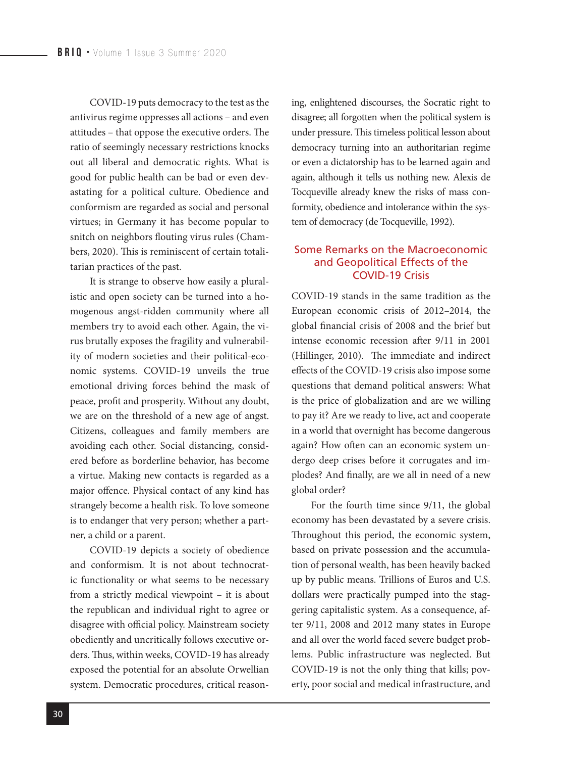COVID-19 puts democracy to the test as the antivirus regime oppresses all actions – and even attitudes – that oppose the executive orders. The ratio of seemingly necessary restrictions knocks out all liberal and democratic rights. What is good for public health can be bad or even devastating for a political culture. Obedience and conformism are regarded as social and personal virtues; in Germany it has become popular to snitch on neighbors flouting virus rules (Chambers, 2020). This is reminiscent of certain totalitarian practices of the past.

It is strange to observe how easily a pluralistic and open society can be turned into a homogenous angst-ridden community where all members try to avoid each other. Again, the virus brutally exposes the fragility and vulnerability of modern societies and their political-economic systems. COVID-19 unveils the true emotional driving forces behind the mask of peace, profit and prosperity. Without any doubt, we are on the threshold of a new age of angst. Citizens, colleagues and family members are avoiding each other. Social distancing, considered before as borderline behavior, has become a virtue. Making new contacts is regarded as a major offence. Physical contact of any kind has strangely become a health risk. To love someone is to endanger that very person; whether a partner, a child or a parent.

COVID-19 depicts a society of obedience and conformism. It is not about technocratic functionality or what seems to be necessary from a strictly medical viewpoint – it is about the republican and individual right to agree or disagree with official policy. Mainstream society obediently and uncritically follows executive orders. Thus, within weeks, COVID-19 has already exposed the potential for an absolute Orwellian system. Democratic procedures, critical reasoning, enlightened discourses, the Socratic right to disagree; all forgotten when the political system is under pressure. This timeless political lesson about democracy turning into an authoritarian regime or even a dictatorship has to be learned again and again, although it tells us nothing new. Alexis de Tocqueville already knew the risks of mass conformity, obedience and intolerance within the system of democracy (de Tocqueville, 1992).

## Some Remarks on the Macroeconomic and Geopolitical Effects of the COVID-19 Crisis

COVID-19 stands in the same tradition as the European economic crisis of 2012–2014, the global financial crisis of 2008 and the brief but intense economic recession after 9/11 in 2001 (Hillinger, 2010). The immediate and indirect effects of the COVID-19 crisis also impose some questions that demand political answers: What is the price of globalization and are we willing to pay it? Are we ready to live, act and cooperate in a world that overnight has become dangerous again? How often can an economic system undergo deep crises before it corrugates and implodes? And finally, are we all in need of a new global order?

For the fourth time since 9/11, the global economy has been devastated by a severe crisis. Throughout this period, the economic system, based on private possession and the accumulation of personal wealth, has been heavily backed up by public means. Trillions of Euros and U.S. dollars were practically pumped into the staggering capitalistic system. As a consequence, after 9/11, 2008 and 2012 many states in Europe and all over the world faced severe budget problems. Public infrastructure was neglected. But COVID-19 is not the only thing that kills; poverty, poor social and medical infrastructure, and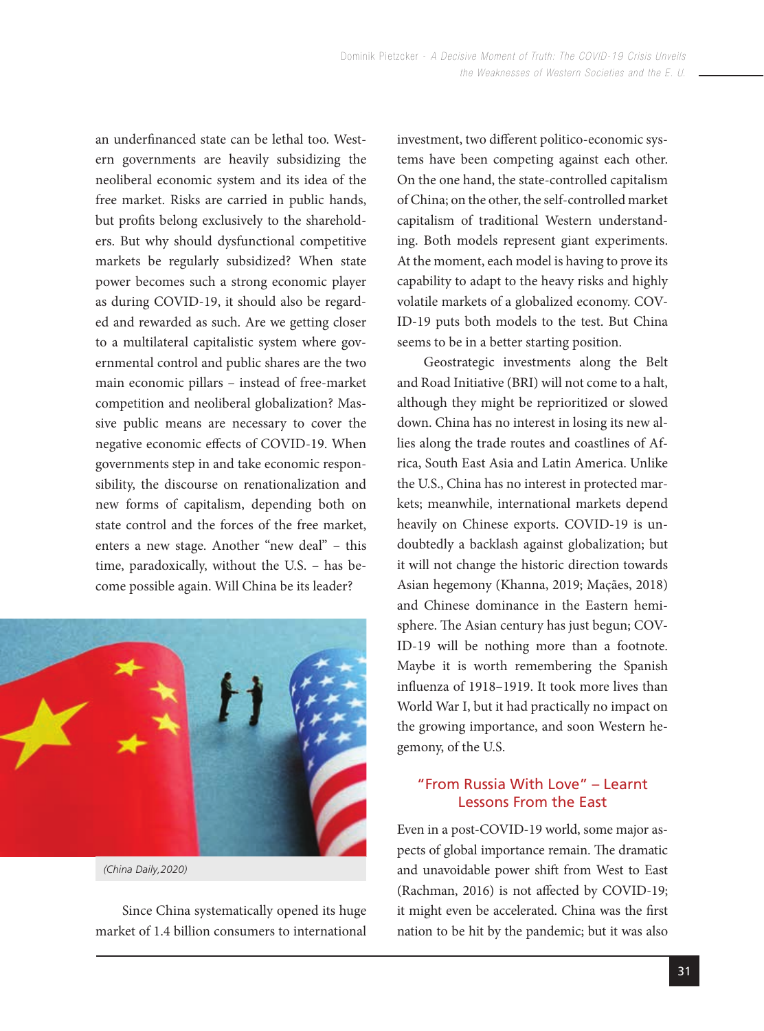an underfinanced state can be lethal too. Western governments are heavily subsidizing the neoliberal economic system and its idea of the free market. Risks are carried in public hands, but profits belong exclusively to the shareholders. But why should dysfunctional competitive markets be regularly subsidized? When state power becomes such a strong economic player as during COVID-19, it should also be regarded and rewarded as such. Are we getting closer to a multilateral capitalistic system where governmental control and public shares are the two main economic pillars – instead of free-market competition and neoliberal globalization? Massive public means are necessary to cover the negative economic effects of COVID-19. When governments step in and take economic responsibility, the discourse on renationalization and new forms of capitalism, depending both on state control and the forces of the free market, enters a new stage. Another "new deal" – this time, paradoxically, without the U.S. – has become possible again. Will China be its leader?

(China Daily, 2020)

Since China systematically opened its huge market of 1.4 billion consumers to international investment, two different politico-economic systems have been competing against each other. On the one hand, the state-controlled capitalism of China; on the other, the self-controlled market capitalism of traditional Western understanding. Both models represent giant experiments. At the moment, each model is having to prove its capability to adapt to the heavy risks and highly volatile markets of a globalized economy. COVID-19 puts both models to the test. But China seems to be in a better starting position.

Geostrategic investments along the Belt and Road Initiative (BRI) will not come to a halt, although they might be reprioritized or slowed down. China has no interest in losing its new allies along the trade routes and coastlines of Africa, South East Asia and Latin America. Unlike the U.S., China has no interest in protected markets; meanwhile, international markets depend heavily on Chinese exports. COVID-19 is undoubtedly a backlash against globalization; but it will not change the historic direction towards Asian hegemony (Khanna, 2019; Maçães, 2018) and Chinese dominance in the Eastern hemisphere. The Asian century has just begun; COVID-19 will be nothing more than a footnote. Maybe it is worth remembering the Spanish influenza of 1918–1919. It took more lives than World War I, but it had practically no impact on the growing importance, and soon Western hegemony, of the U.S.

## "From Russia With Love" – Learnt Lessons From the East

Even in a post-COVID-19 world, some major aspects of global importance remain. The dramatic and unavoidable power shift from West to East (Rachman, 2016) is not affected by COVID-19; it might even be accelerated. China was the first nation to be hit by the pandemic; but it was also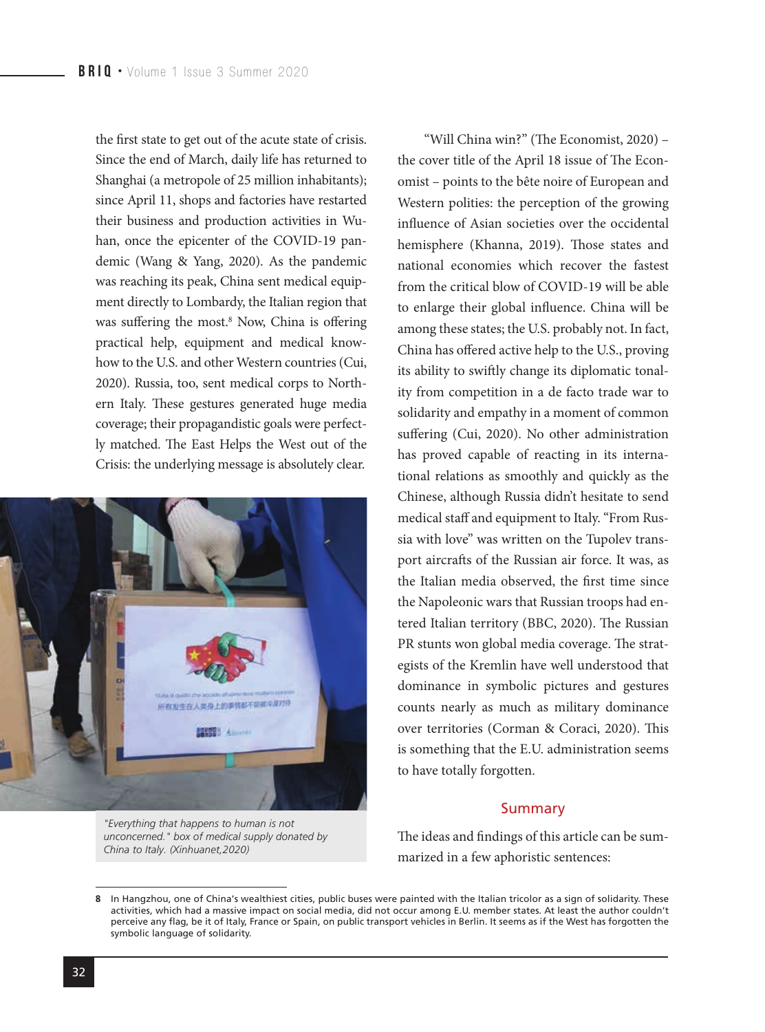the first state to get out of the acute state of crisis. Since the end of March, daily life has returned to Shanghai (a metropole of 25 million inhabitants); since April 11, shops and factories have restarted their business and production activities in Wuhan, once the epicenter of the COVID-19 pandemic (Wang & Yang, 2020). As the pandemic was reaching its peak, China sent medical equipment directly to Lombardy, the Italian region that was suffering the most.[8] Now, China is offering practical help, equipment and medical know-how to the U.S. and other Western countries (Cui, 2020). Russia, too, sent medical corps to Northern Italy. These gestures generated huge media coverage; their propagandistic goals were perfectly matched. The East Helps the West out of the Crisis: the underlying message is absolutely clear.

*"Everything that happens to human is not unconcerned." box of medical supply donated by China to Italy. (Xinhuanet,2020)*

"Will China win?" (The Economist, 2020) – the cover title of the April 18 issue of The Economist – points to the bête noire of European and Western polities: the perception of the growing influence of Asian societies over the occidental hemisphere (Khanna, 2019). Those states and national economies which recover the fastest from the critical blow of COVID-19 will be able to enlarge their global influence. China will be among these states; the U.S. probably not. In fact, China has offered active help to the U.S., proving its ability to swiftly change its diplomatic tonality from competition in a de facto trade war to solidarity and empathy in a moment of common suffering (Cui, 2020). No other administration has proved capable of reacting in its international relations as smoothly and quickly as the Chinese, although Russia didn't hesitate to send medical staff and equipment to Italy. "From Russia with love" was written on the Tupolev transport aircrafts of the Russian air force. It was, as the Italian media observed, the first time since the Napoleonic wars that Russian troops had entered Italian territory (BBC, 2020). The Russian PR stunts won global media coverage. The strategists of the Kremlin have well understood that dominance in symbolic pictures and gestures counts nearly as much as military dominance over territories (Corman & Coraci, 2020). This is something that the E.U. administration seems to have totally forgotten.

## Summary

The ideas and findings of this article can be summarized in a few aphoristic sentences:

---

[8] In Hangzhou, one of China's wealthiest cities, public buses were painted with the Italian tricolor as a sign of solidarity. These activities, which had a massive impact on social media, did not occur among E.U. member states. At least the author couldn't perceive any flag, be it of Italy, France or Spain, on public transport vehicles in Berlin. It seems as if the West has forgotten the symbolic language of solidarity.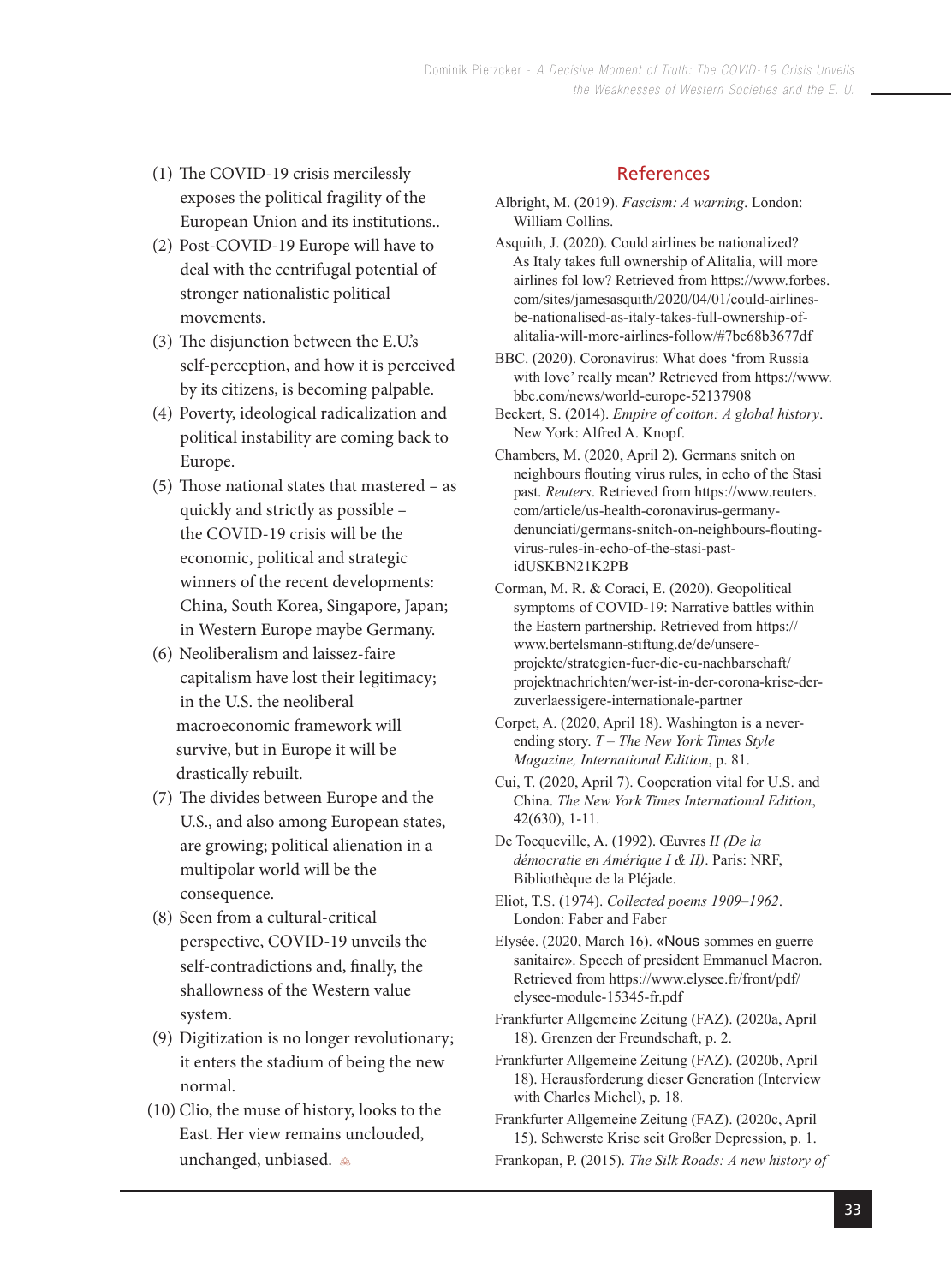(1) The COVID-19 crisis mercilessly exposes the political fragility of the European Union and its institutions..
(2) Post-COVID-19 Europe will have to deal with the centrifugal potential of stronger nationalistic political movements.
(3) The disjunction between the E.U.'s self-perception, and how it is perceived by its citizens, is becoming palpable.
(4) Poverty, ideological radicalization and political instability are coming back to Europe.
(5) Those national states that mastered – as quickly and strictly as possible – the COVID-19 crisis will be the economic, political and strategic winners of the recent developments: China, South Korea, Singapore, Japan; in Western Europe maybe Germany.
(6) Neoliberalism and laissez-faire capitalism have lost their legitimacy; in the U.S. the neoliberal macroeconomic framework will survive, but in Europe it will be drastically rebuilt.
(7) The divides between Europe and the U.S., and also among European states, are growing; political alienation in a multipolar world will be the consequence.
(8) Seen from a cultural-critical perspective, COVID-19 unveils the self-contradictions and, finally, the shallowness of the Western value system.
(9) Digitization is no longer revolutionary; it enters the stadium of being the new normal.
(10) Clio, the muse of history, looks to the East. Her view remains unclouded, unchanged, unbiased.

## References

Albright, M. (2019). *Fascism: A warning*. London: William Collins.

Asquith, J. (2020). Could airlines be nationalized? As Italy takes full ownership of Alitalia, will more airlines fol low? Retrieved from https://www.forbes.com/sites/jamesasquith/2020/04/01/could-airlines-be-nationalised-as-italy-takes-full-ownership-of-alitalia-will-more-airlines-follow/#7bc68b3677df

BBC. (2020). Coronavirus: What does 'from Russia with love' really mean? Retrieved from https://www.bbc.com/news/world-europe-52137908

Beckert, S. (2014). *Empire of cotton: A global history*. New York: Alfred A. Knopf.

Chambers, M. (2020, April 2). Germans snitch on neighbours flouting virus rules, in echo of the Stasi past. *Reuters*. Retrieved from https://www.reuters.com/article/us-health-coronavirus-germany-denunciati/germans-snitch-on-neighbours-flouting-virus-rules-in-echo-of-the-stasi-past-idUSKBN21K2PB

Corman, M. R. & Coraci, E. (2020). Geopolitical symptoms of COVID-19: Narrative battles within the Eastern partnership. Retrieved from https://www.bertelsmann-stiftung.de/de/unsere-projekte/strategien-fuer-die-eu-nachbarschaft/projektnachrichten/wer-ist-in-der-corona-krise-der-zuverlaessigere-internationale-partner

Corpet, A. (2020, April 18). Washington is a never-ending story. *T – The New York Times Style Magazine, International Edition*, p. 81.

Cui, T. (2020, April 7). Cooperation vital for U.S. and China. *The New York Times International Edition*, 42(630), 1-11.

De Tocqueville, A. (1992). Œuvres *II (De la démocratie en Amérique I & II)*. Paris: NRF, Bibliothèque de la Pléjade.

Eliot, T.S. (1974). *Collected poems 1909–1962*. London: Faber and Faber

Elysée. (2020, March 16). «Nous sommes en guerre sanitaire». Speech of president Emmanuel Macron. Retrieved from https://www.elysee.fr/front/pdf/elysee-module-15345-fr.pdf

Frankfurter Allgemeine Zeitung (FAZ). (2020a, April 18). Grenzen der Freundschaft, p. 2.

Frankfurter Allgemeine Zeitung (FAZ). (2020b, April 18). Herausforderung dieser Generation (Interview with Charles Michel), p. 18.

Frankfurter Allgemeine Zeitung (FAZ). (2020c, April 15). Schwerste Krise seit Großer Depression, p. 1.

Frankopan, P. (2015). *The Silk Roads: A new history of*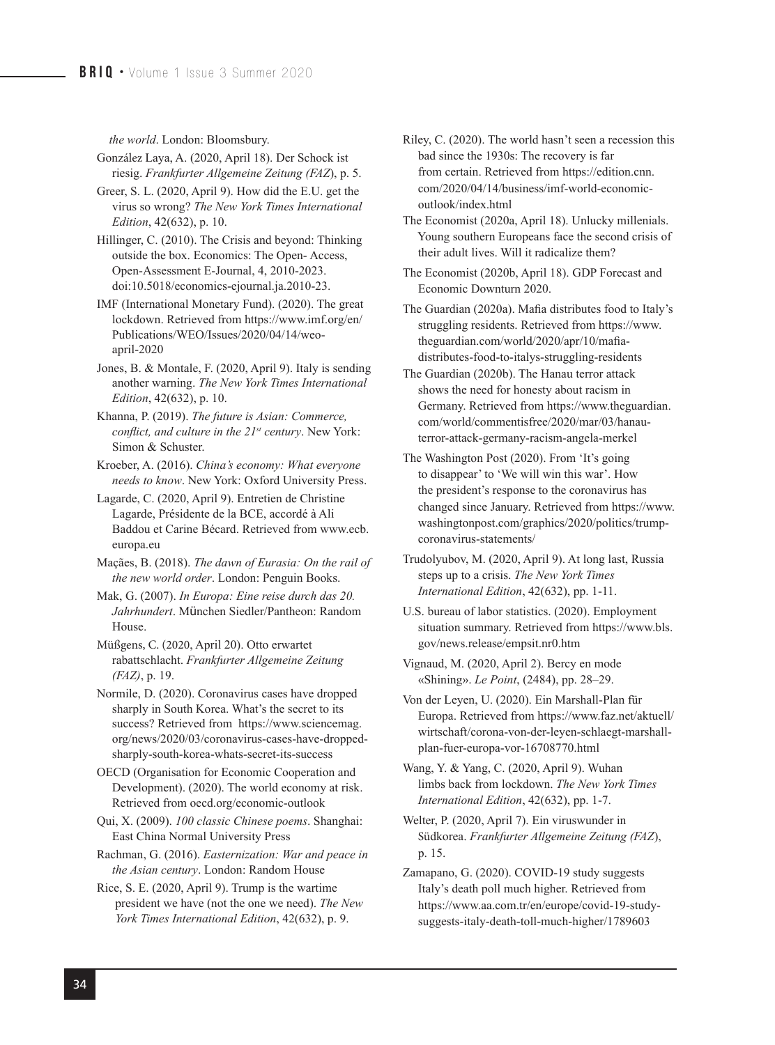*the world*. London: Bloomsbury.

González Laya, A. (2020, April 18). Der Schock ist riesig. *Frankfurter Allgemeine Zeitung (FAZ*), p. 5.

Greer, S. L. (2020, April 9). How did the E.U. get the virus so wrong? *The New York Times International Edition*, 42(632), p. 10.

Hillinger, C. (2010). The Crisis and beyond: Thinking outside the box. Economics: The Open- Access, Open-Assessment E-Journal, 4, 2010-2023. doi:10.5018/economics-ejournal.ja.2010-23.

IMF (International Monetary Fund). (2020). The great lockdown. Retrieved from https://www.imf.org/en/Publications/WEO/Issues/2020/04/14/weo-april-2020

Jones, B. & Montale, F. (2020, April 9). Italy is sending another warning. *The New York Times International Edition*, 42(632), p. 10.

Khanna, P. (2019). *The future is Asian: Commerce, conflict, and culture in the 21st century*. New York: Simon & Schuster.

Kroeber, A. (2016). *China's economy: What everyone needs to know*. New York: Oxford University Press.

Lagarde, C. (2020, April 9). Entretien de Christine Lagarde, Présidente de la BCE, accordé à Ali Baddou et Carine Bécard. Retrieved from www.ecb.europa.eu

Maçães, B. (2018). *The dawn of Eurasia: On the rail of the new world order*. London: Penguin Books.

Mak, G. (2007). *In Europa: Eine reise durch das 20. Jahrhundert*. München Siedler/Pantheon: Random House.

Müßgens, C. (2020, April 20). Otto erwartet rabattschlacht. *Frankfurter Allgemeine Zeitung (FAZ)*, p. 19.

Normile, D. (2020). Coronavirus cases have dropped sharply in South Korea. What's the secret to its success? Retrieved from https://www.sciencemag.org/news/2020/03/coronavirus-cases-have-dropped-sharply-south-korea-whats-secret-its-success

OECD (Organisation for Economic Cooperation and Development). (2020). The world economy at risk. Retrieved from oecd.org/economic-outlook

Qui, X. (2009). *100 classic Chinese poems*. Shanghai: East China Normal University Press

Rachman, G. (2016). *Easternization: War and peace in the Asian century*. London: Random House

Rice, S. E. (2020, April 9). Trump is the wartime president we have (not the one we need). *The New York Times International Edition*, 42(632), p. 9.

Riley, C. (2020). The world hasn't seen a recession this bad since the 1930s: The recovery is far from certain. Retrieved from https://edition.cnn.com/2020/04/14/business/imf-world-economic-outlook/index.html

The Economist (2020a, April 18). Unlucky millenials. Young southern Europeans face the second crisis of their adult lives. Will it radicalize them?

The Economist (2020b, April 18). GDP Forecast and Economic Downturn 2020.

The Guardian (2020a). Mafia distributes food to Italy's struggling residents. Retrieved from https://www.theguardian.com/world/2020/apr/10/mafia-distributes-food-to-italys-struggling-residents

The Guardian (2020b). The Hanau terror attack shows the need for honesty about racism in Germany. Retrieved from https://www.theguardian.com/world/commentisfree/2020/mar/03/hanau-terror-attack-germany-racism-angela-merkel

The Washington Post (2020). From 'It's going to disappear' to 'We will win this war'. How the president's response to the coronavirus has changed since January. Retrieved from https://www.washingtonpost.com/graphics/2020/politics/trump-coronavirus-statements/

Trudolyubov, M. (2020, April 9). At long last, Russia steps up to a crisis. *The New York Times International Edition*, 42(632), pp. 1-11.

U.S. bureau of labor statistics. (2020). Employment situation summary. Retrieved from https://www.bls.gov/news.release/empsit.nr0.htm

Vignaud, M. (2020, April 2). Bercy en mode «Shining». *Le Point*, (2484), pp. 28–29.

Von der Leyen, U. (2020). Ein Marshall-Plan für Europa. Retrieved from https://www.faz.net/aktuell/wirtschaft/corona-von-der-leyen-schlaegt-marshall-plan-fuer-europa-vor-16708770.html

Wang, Y. & Yang, C. (2020, April 9). Wuhan limbs back from lockdown. *The New York Times International Edition*, 42(632), pp. 1-7.

Welter, P. (2020, April 7). Ein viruswunder in Südkorea. *Frankfurter Allgemeine Zeitung (FAZ*), p. 15.

Zamapano, G. (2020). COVID-19 study suggests Italy's death poll much higher. Retrieved from https://www.aa.com.tr/en/europe/covid-19-study-suggests-italy-death-toll-much-higher/1789603